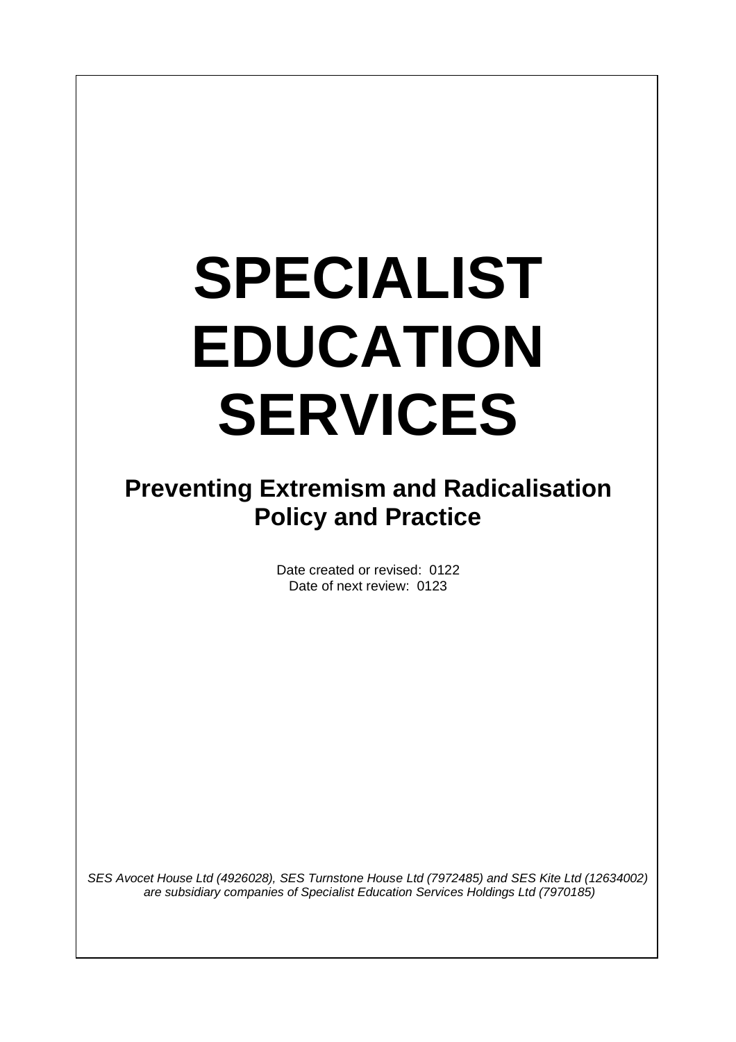# SPECIALIST EDUCATION SERVICES

## Preventing Extremism and Radicalisation Policy and Practice

Date created or revised: 0122
Date of next review: 0123

*SES Avocet House Ltd (4926028), SES Turnstone House Ltd (7972485) and SES Kite Ltd (12634002) are subsidiary companies of Specialist Education Services Holdings Ltd (7970185)*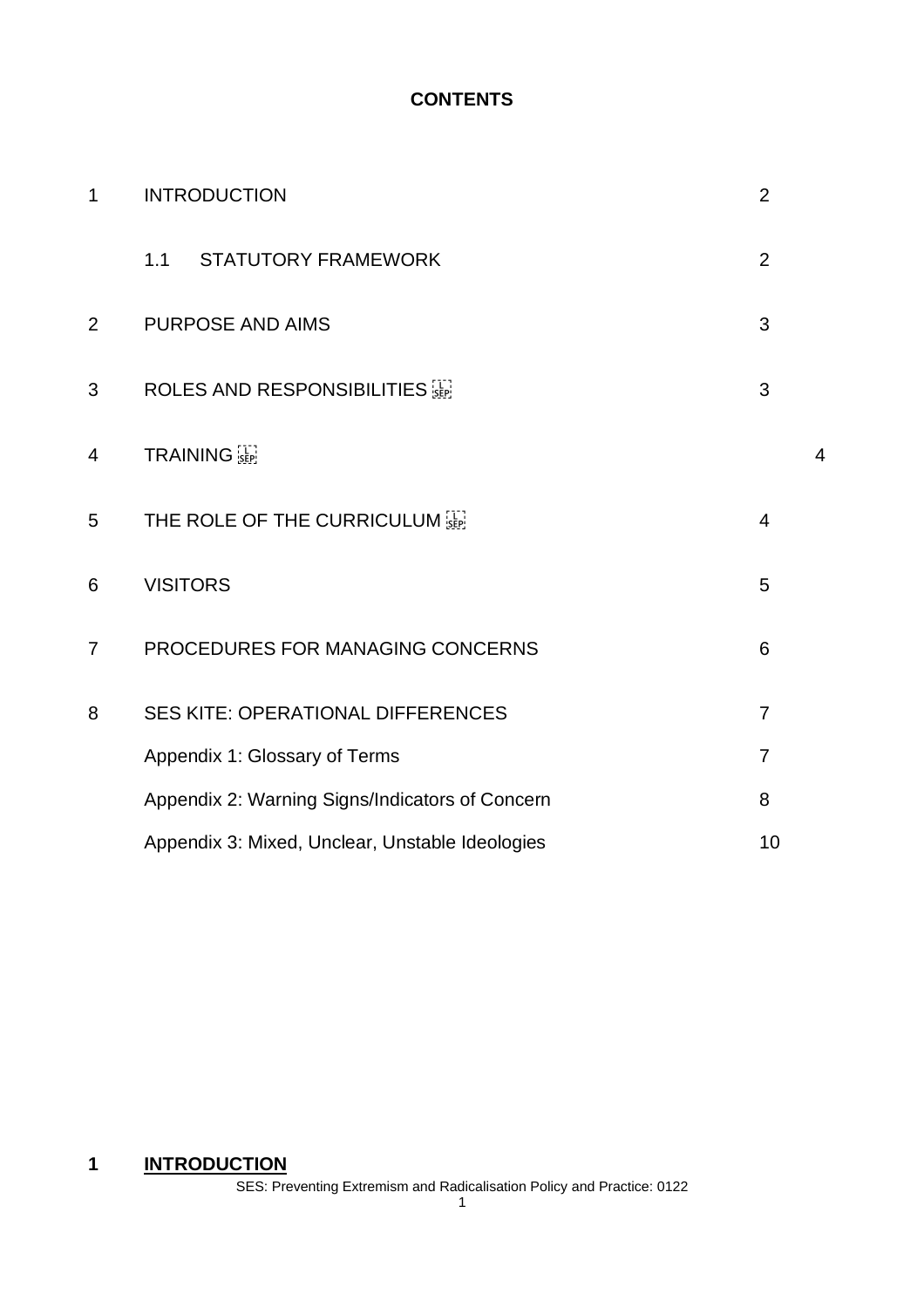**CONTENTS**

| | | |
|---|---|---|
| 1 | INTRODUCTION | 2 |
| | 1.1 STATUTORY FRAMEWORK | 2 |
| 2 | PURPOSE AND AIMS | 3 |
| 3 | ROLES AND RESPONSIBILITIES | 3 |
| 4 | TRAINING | 4 |
| 5 | THE ROLE OF THE CURRICULUM | 4 |
| 6 | VISITORS | 5 |
| 7 | PROCEDURES FOR MANAGING CONCERNS | 6 |
| 8 | SES KITE: OPERATIONAL DIFFERENCES | 7 |
| | Appendix 1: Glossary of Terms | 7 |
| | Appendix 2: Warning Signs/Indicators of Concern | 8 |
| | Appendix 3: Mixed, Unclear, Unstable Ideologies | 10 |

# 1 INTRODUCTION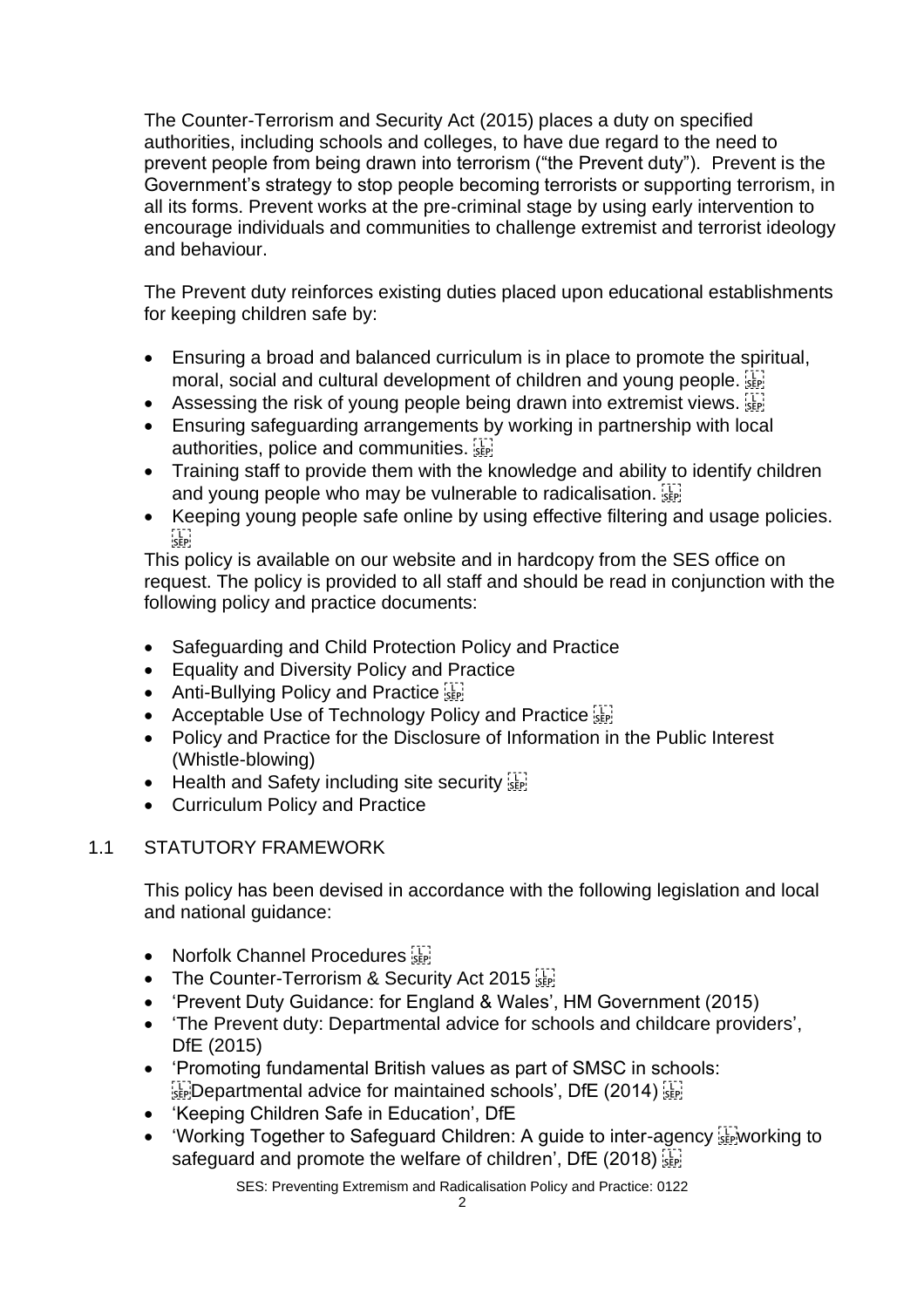The Counter-Terrorism and Security Act (2015) places a duty on specified authorities, including schools and colleges, to have due regard to the need to prevent people from being drawn into terrorism ("the Prevent duty"). Prevent is the Government's strategy to stop people becoming terrorists or supporting terrorism, in all its forms. Prevent works at the pre-criminal stage by using early intervention to encourage individuals and communities to challenge extremist and terrorist ideology and behaviour.

The Prevent duty reinforces existing duties placed upon educational establishments for keeping children safe by:

- Ensuring a broad and balanced curriculum is in place to promote the spiritual, moral, social and cultural development of children and young people.
- Assessing the risk of young people being drawn into extremist views.
- Ensuring safeguarding arrangements by working in partnership with local authorities, police and communities.
- Training staff to provide them with the knowledge and ability to identify children and young people who may be vulnerable to radicalisation.
- Keeping young people safe online by using effective filtering and usage policies.

This policy is available on our website and in hardcopy from the SES office on request. The policy is provided to all staff and should be read in conjunction with the following policy and practice documents:

- Safeguarding and Child Protection Policy and Practice
- Equality and Diversity Policy and Practice
- Anti-Bullying Policy and Practice
- Acceptable Use of Technology Policy and Practice
- Policy and Practice for the Disclosure of Information in the Public Interest (Whistle-blowing)
- Health and Safety including site security
- Curriculum Policy and Practice

## 1.1 STATUTORY FRAMEWORK

This policy has been devised in accordance with the following legislation and local and national guidance:

- Norfolk Channel Procedures
- The Counter-Terrorism & Security Act 2015
- 'Prevent Duty Guidance: for England & Wales', HM Government (2015)
- 'The Prevent duty: Departmental advice for schools and childcare providers', DfE (2015)
- 'Promoting fundamental British values as part of SMSC in schools: Departmental advice for maintained schools', DfE (2014)
- 'Keeping Children Safe in Education', DfE
- 'Working Together to Safeguard Children: A guide to inter-agency working to safeguard and promote the welfare of children', DfE (2018)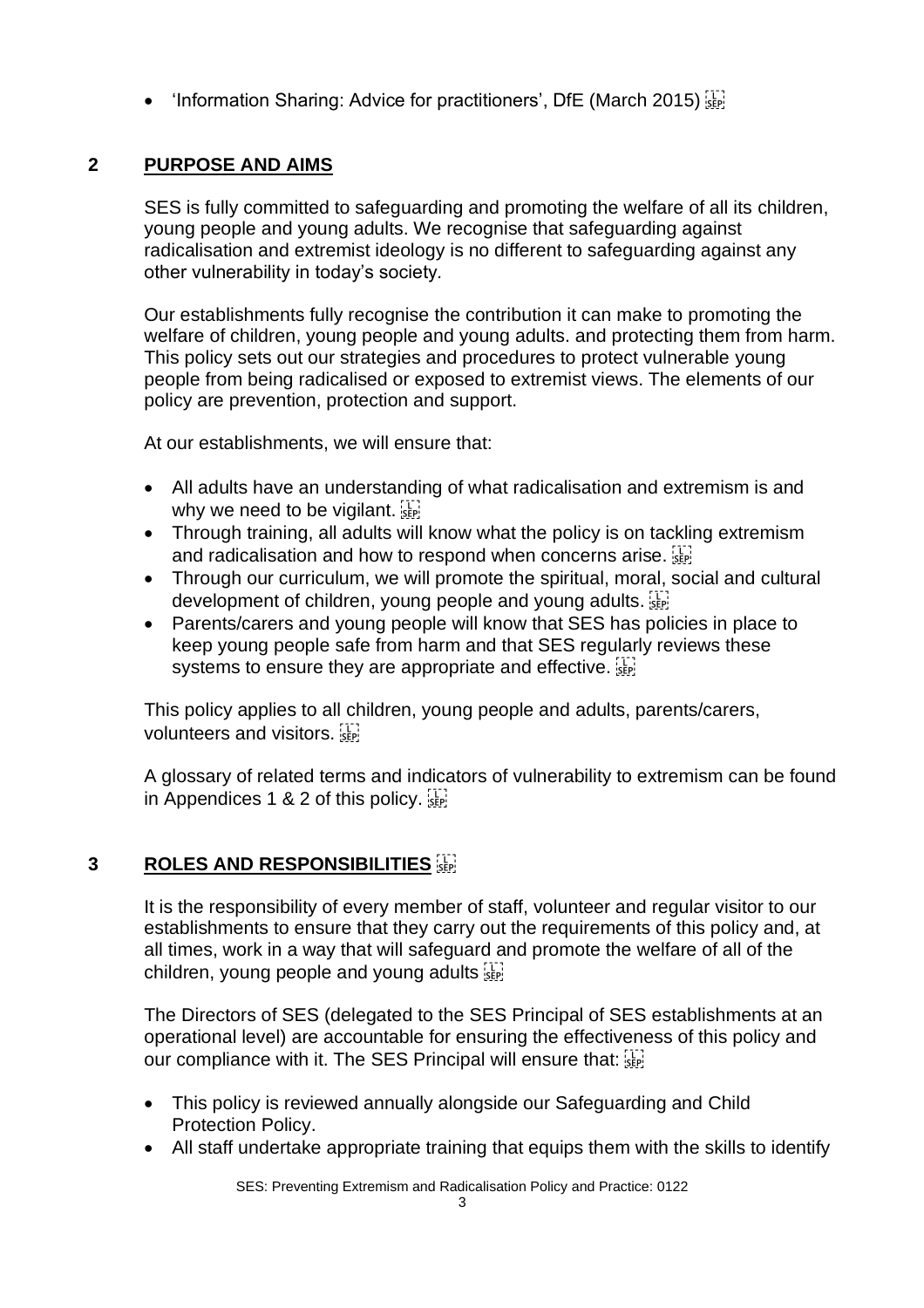- 'Information Sharing: Advice for practitioners', DfE (March 2015)

## 2 PURPOSE AND AIMS

SES is fully committed to safeguarding and promoting the welfare of all its children, young people and young adults. We recognise that safeguarding against radicalisation and extremist ideology is no different to safeguarding against any other vulnerability in today's society.

Our establishments fully recognise the contribution it can make to promoting the welfare of children, young people and young adults. and protecting them from harm. This policy sets out our strategies and procedures to protect vulnerable young people from being radicalised or exposed to extremist views. The elements of our policy are prevention, protection and support.

At our establishments, we will ensure that:

- All adults have an understanding of what radicalisation and extremism is and why we need to be vigilant.
- Through training, all adults will know what the policy is on tackling extremism and radicalisation and how to respond when concerns arise.
- Through our curriculum, we will promote the spiritual, moral, social and cultural development of children, young people and young adults.
- Parents/carers and young people will know that SES has policies in place to keep young people safe from harm and that SES regularly reviews these systems to ensure they are appropriate and effective.

This policy applies to all children, young people and adults, parents/carers, volunteers and visitors.

A glossary of related terms and indicators of vulnerability to extremism can be found in Appendices 1 & 2 of this policy.

## 3 ROLES AND RESPONSIBILITIES

It is the responsibility of every member of staff, volunteer and regular visitor to our establishments to ensure that they carry out the requirements of this policy and, at all times, work in a way that will safeguard and promote the welfare of all of the children, young people and young adults

The Directors of SES (delegated to the SES Principal of SES establishments at an operational level) are accountable for ensuring the effectiveness of this policy and our compliance with it. The SES Principal will ensure that:

- This policy is reviewed annually alongside our Safeguarding and Child Protection Policy.
- All staff undertake appropriate training that equips them with the skills to identify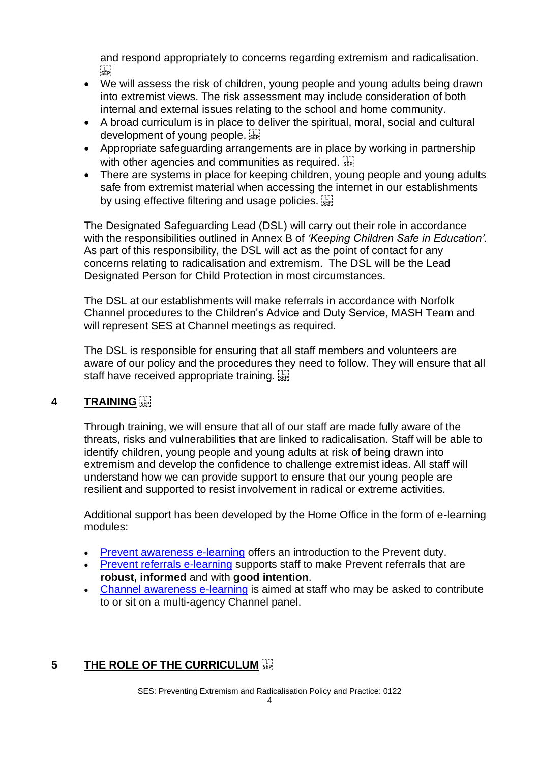and respond appropriately to concerns regarding extremism and radicalisation.

- We will assess the risk of children, young people and young adults being drawn into extremist views. The risk assessment may include consideration of both internal and external issues relating to the school and home community.
- A broad curriculum is in place to deliver the spiritual, moral, social and cultural development of young people.
- Appropriate safeguarding arrangements are in place by working in partnership with other agencies and communities as required.
- There are systems in place for keeping children, young people and young adults safe from extremist material when accessing the internet in our establishments by using effective filtering and usage policies.

The Designated Safeguarding Lead (DSL) will carry out their role in accordance with the responsibilities outlined in Annex B of *'Keeping Children Safe in Education'.* As part of this responsibility, the DSL will act as the point of contact for any concerns relating to radicalisation and extremism. The DSL will be the Lead Designated Person for Child Protection in most circumstances.

The DSL at our establishments will make referrals in accordance with Norfolk Channel procedures to the Children's Advice and Duty Service, MASH Team and will represent SES at Channel meetings as required.

The DSL is responsible for ensuring that all staff members and volunteers are aware of our policy and the procedures they need to follow. They will ensure that all staff have received appropriate training.

## 4 TRAINING

Through training, we will ensure that all of our staff are made fully aware of the threats, risks and vulnerabilities that are linked to radicalisation. Staff will be able to identify children, young people and young adults at risk of being drawn into extremism and develop the confidence to challenge extremist ideas. All staff will understand how we can provide support to ensure that our young people are resilient and supported to resist involvement in radical or extreme activities.

Additional support has been developed by the Home Office in the form of e-learning modules:

- Prevent awareness e-learning offers an introduction to the Prevent duty.
- Prevent referrals e-learning supports staff to make Prevent referrals that are **robust, informed** and with **good intention**.
- Channel awareness e-learning is aimed at staff who may be asked to contribute to or sit on a multi-agency Channel panel.

## 5 THE ROLE OF THE CURRICULUM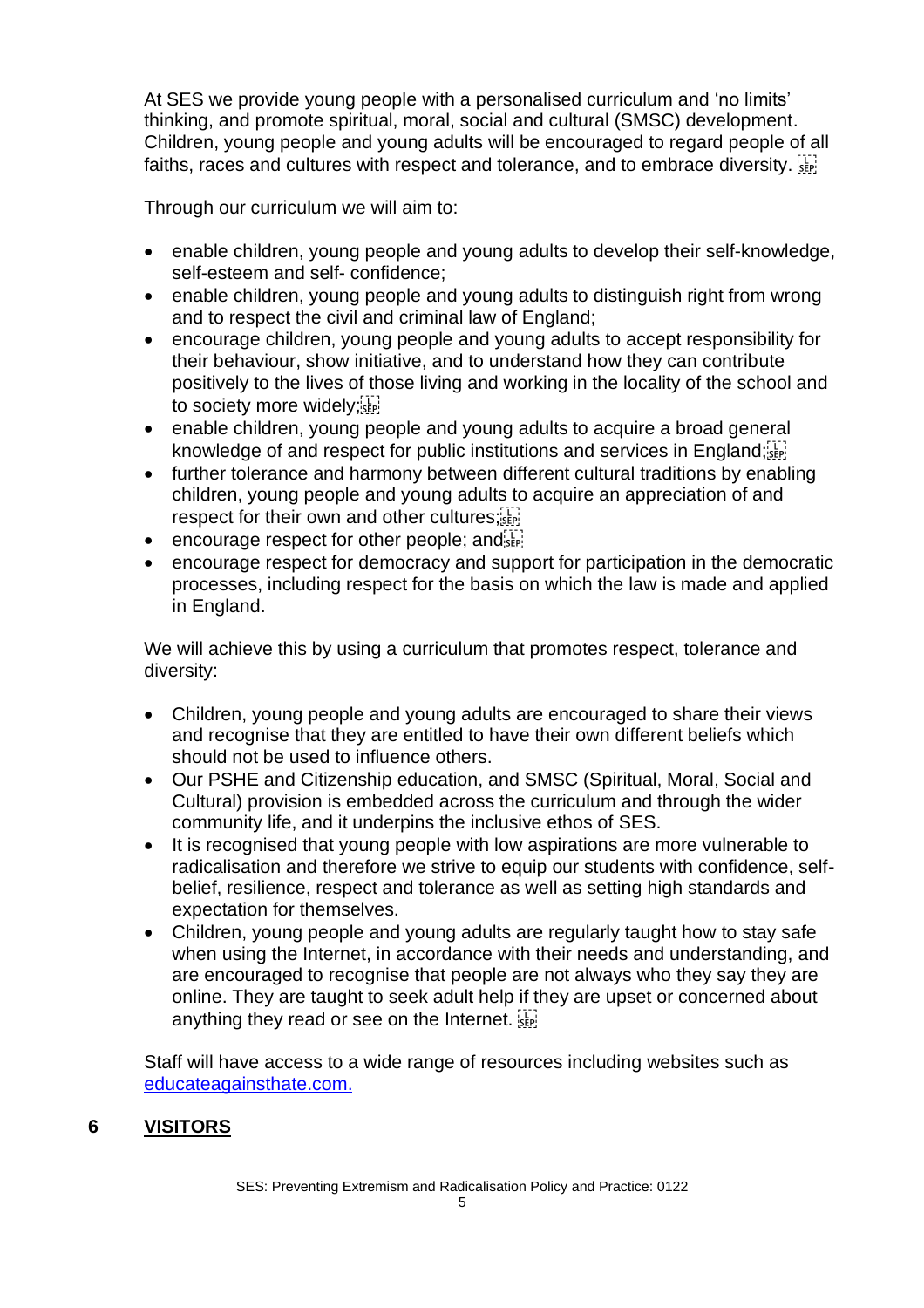At SES we provide young people with a personalised curriculum and 'no limits' thinking, and promote spiritual, moral, social and cultural (SMSC) development. Children, young people and young adults will be encouraged to regard people of all faiths, races and cultures with respect and tolerance, and to embrace diversity.

Through our curriculum we will aim to:

- enable children, young people and young adults to develop their self-knowledge, self-esteem and self- confidence;
- enable children, young people and young adults to distinguish right from wrong and to respect the civil and criminal law of England;
- encourage children, young people and young adults to accept responsibility for their behaviour, show initiative, and to understand how they can contribute positively to the lives of those living and working in the locality of the school and to society more widely;
- enable children, young people and young adults to acquire a broad general knowledge of and respect for public institutions and services in England;
- further tolerance and harmony between different cultural traditions by enabling children, young people and young adults to acquire an appreciation of and respect for their own and other cultures;
- encourage respect for other people; and
- encourage respect for democracy and support for participation in the democratic processes, including respect for the basis on which the law is made and applied in England.

We will achieve this by using a curriculum that promotes respect, tolerance and diversity:

- Children, young people and young adults are encouraged to share their views and recognise that they are entitled to have their own different beliefs which should not be used to influence others.
- Our PSHE and Citizenship education, and SMSC (Spiritual, Moral, Social and Cultural) provision is embedded across the curriculum and through the wider community life, and it underpins the inclusive ethos of SES.
- It is recognised that young people with low aspirations are more vulnerable to radicalisation and therefore we strive to equip our students with confidence, self-belief, resilience, respect and tolerance as well as setting high standards and expectation for themselves.
- Children, young people and young adults are regularly taught how to stay safe when using the Internet, in accordance with their needs and understanding, and are encouraged to recognise that people are not always who they say they are online. They are taught to seek adult help if they are upset or concerned about anything they read or see on the Internet.

Staff will have access to a wide range of resources including websites such as educateagainsthate.com.

## 6 VISITORS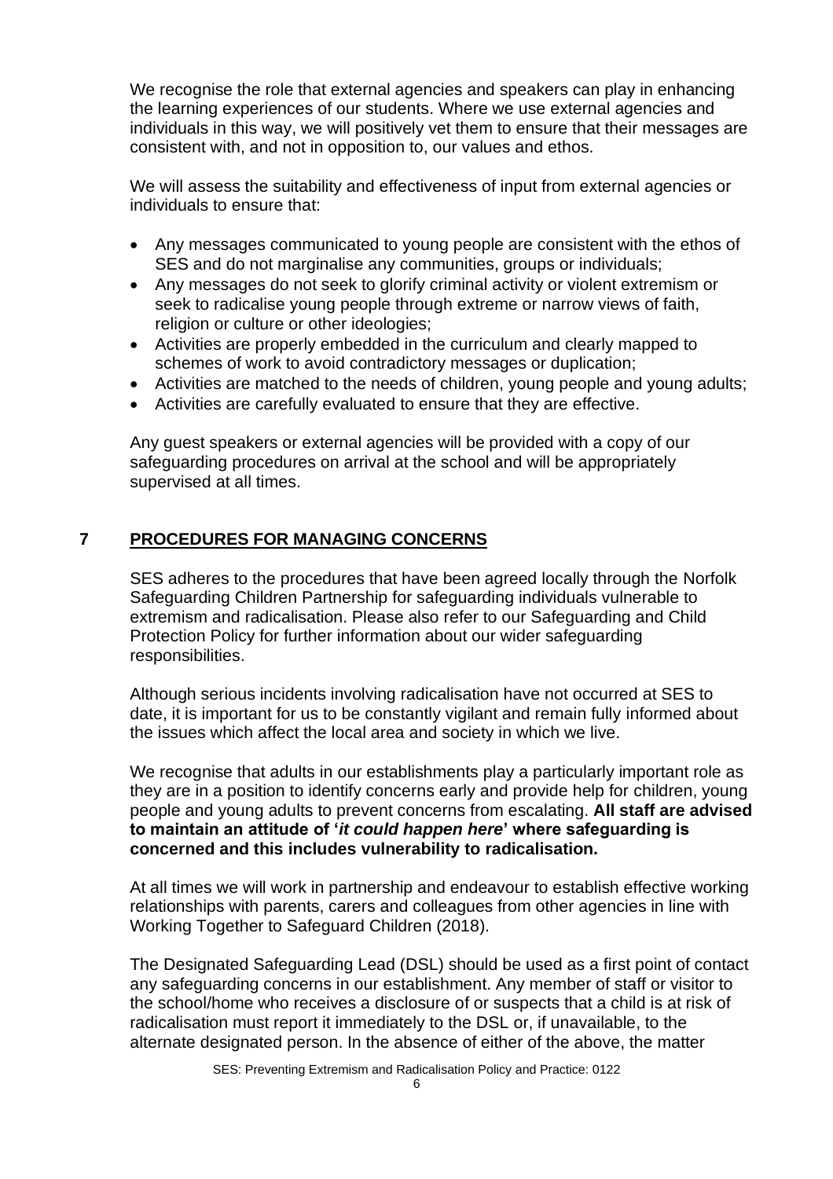We recognise the role that external agencies and speakers can play in enhancing the learning experiences of our students. Where we use external agencies and individuals in this way, we will positively vet them to ensure that their messages are consistent with, and not in opposition to, our values and ethos.

We will assess the suitability and effectiveness of input from external agencies or individuals to ensure that:

- Any messages communicated to young people are consistent with the ethos of SES and do not marginalise any communities, groups or individuals;
- Any messages do not seek to glorify criminal activity or violent extremism or seek to radicalise young people through extreme or narrow views of faith, religion or culture or other ideologies;
- Activities are properly embedded in the curriculum and clearly mapped to schemes of work to avoid contradictory messages or duplication;
- Activities are matched to the needs of children, young people and young adults;
- Activities are carefully evaluated to ensure that they are effective.

Any guest speakers or external agencies will be provided with a copy of our safeguarding procedures on arrival at the school and will be appropriately supervised at all times.

## 7 PROCEDURES FOR MANAGING CONCERNS

SES adheres to the procedures that have been agreed locally through the Norfolk Safeguarding Children Partnership for safeguarding individuals vulnerable to extremism and radicalisation. Please also refer to our Safeguarding and Child Protection Policy for further information about our wider safeguarding responsibilities.

Although serious incidents involving radicalisation have not occurred at SES to date, it is important for us to be constantly vigilant and remain fully informed about the issues which affect the local area and society in which we live.

We recognise that adults in our establishments play a particularly important role as they are in a position to identify concerns early and provide help for children, young people and young adults to prevent concerns from escalating. **All staff are advised to maintain an attitude of '*it could happen here*' where safeguarding is concerned and this includes vulnerability to radicalisation.**

At all times we will work in partnership and endeavour to establish effective working relationships with parents, carers and colleagues from other agencies in line with Working Together to Safeguard Children (2018).

The Designated Safeguarding Lead (DSL) should be used as a first point of contact any safeguarding concerns in our establishment. Any member of staff or visitor to the school/home who receives a disclosure of or suspects that a child is at risk of radicalisation must report it immediately to the DSL or, if unavailable, to the alternate designated person. In the absence of either of the above, the matter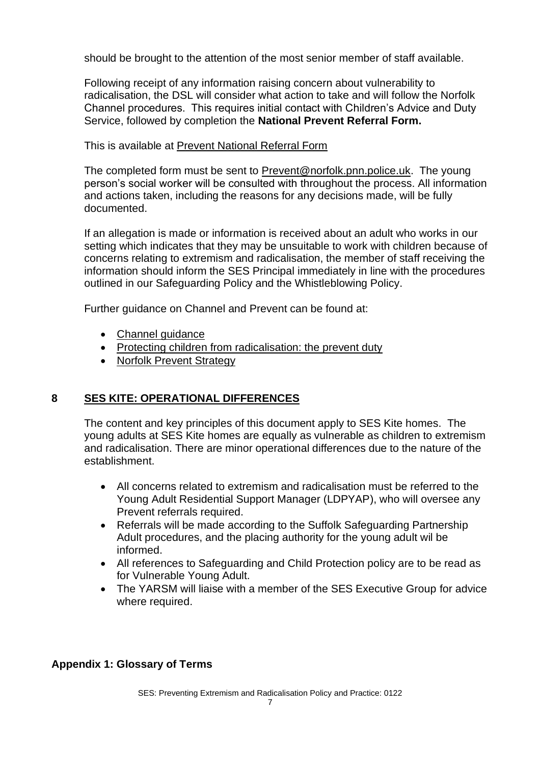should be brought to the attention of the most senior member of staff available.

Following receipt of any information raising concern about vulnerability to radicalisation, the DSL will consider what action to take and will follow the Norfolk Channel procedures. This requires initial contact with Children's Advice and Duty Service, followed by completion the **National Prevent Referral Form.**

This is available at Prevent National Referral Form

The completed form must be sent to Prevent@norfolk.pnn.police.uk. The young person's social worker will be consulted with throughout the process. All information and actions taken, including the reasons for any decisions made, will be fully documented.

If an allegation is made or information is received about an adult who works in our setting which indicates that they may be unsuitable to work with children because of concerns relating to extremism and radicalisation, the member of staff receiving the information should inform the SES Principal immediately in line with the procedures outlined in our Safeguarding Policy and the Whistleblowing Policy.

Further guidance on Channel and Prevent can be found at:

- Channel guidance
- Protecting children from radicalisation: the prevent duty
- Norfolk Prevent Strategy

## 8 SES KITE: OPERATIONAL DIFFERENCES

The content and key principles of this document apply to SES Kite homes. The young adults at SES Kite homes are equally as vulnerable as children to extremism and radicalisation. There are minor operational differences due to the nature of the establishment.

- All concerns related to extremism and radicalisation must be referred to the Young Adult Residential Support Manager (LDPYAP), who will oversee any Prevent referrals required.
- Referrals will be made according to the Suffolk Safeguarding Partnership Adult procedures, and the placing authority for the young adult wil be informed.
- All references to Safeguarding and Child Protection policy are to be read as for Vulnerable Young Adult.
- The YARSM will liaise with a member of the SES Executive Group for advice where required.

### Appendix 1: Glossary of Terms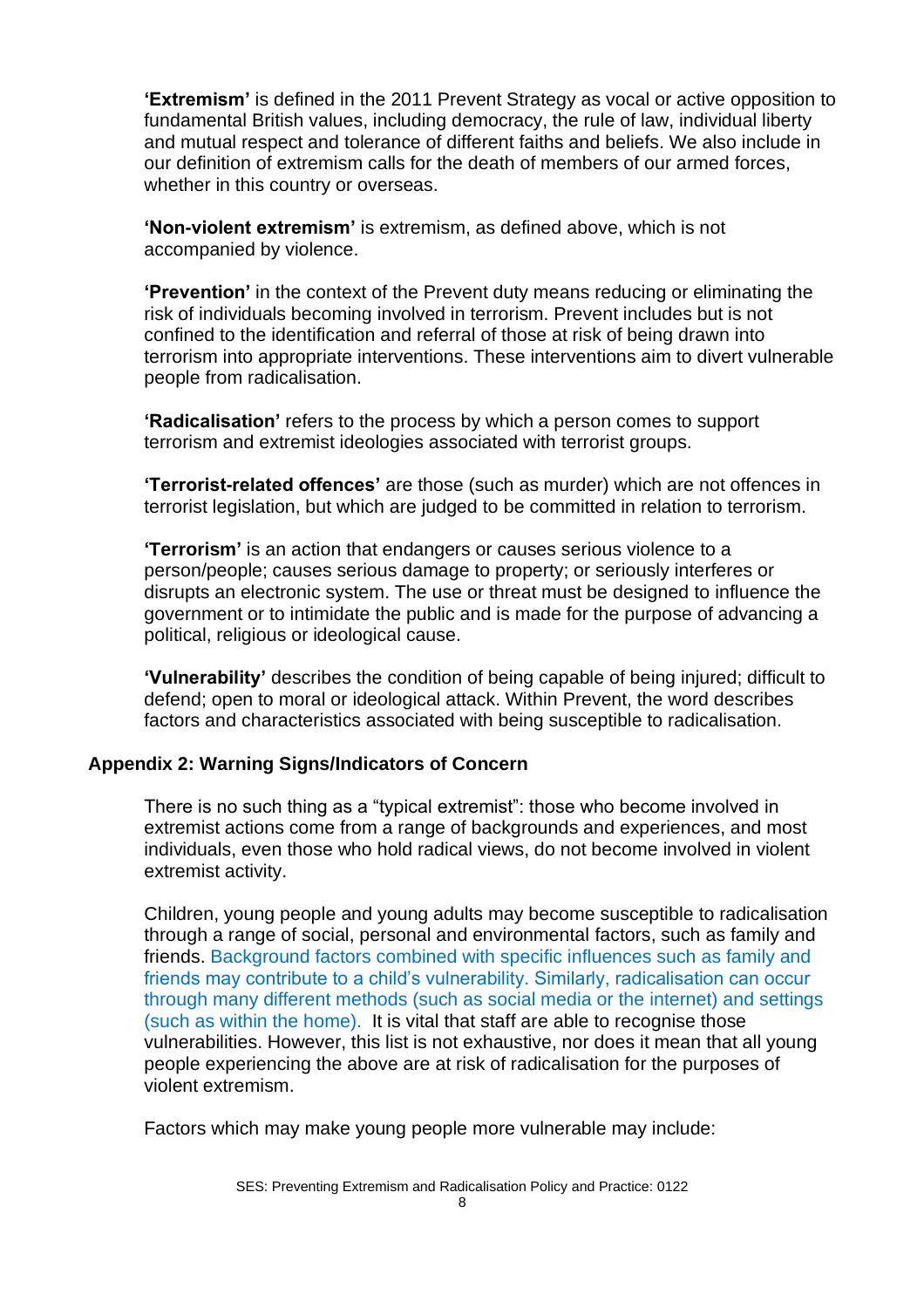**'Extremism'** is defined in the 2011 Prevent Strategy as vocal or active opposition to fundamental British values, including democracy, the rule of law, individual liberty and mutual respect and tolerance of different faiths and beliefs. We also include in our definition of extremism calls for the death of members of our armed forces, whether in this country or overseas.

**'Non-violent extremism'** is extremism, as defined above, which is not accompanied by violence.

**'Prevention'** in the context of the Prevent duty means reducing or eliminating the risk of individuals becoming involved in terrorism. Prevent includes but is not confined to the identification and referral of those at risk of being drawn into terrorism into appropriate interventions. These interventions aim to divert vulnerable people from radicalisation.

**'Radicalisation'** refers to the process by which a person comes to support terrorism and extremist ideologies associated with terrorist groups.

**'Terrorist-related offences'** are those (such as murder) which are not offences in terrorist legislation, but which are judged to be committed in relation to terrorism.

**'Terrorism'** is an action that endangers or causes serious violence to a person/people; causes serious damage to property; or seriously interferes or disrupts an electronic system. The use or threat must be designed to influence the government or to intimidate the public and is made for the purpose of advancing a political, religious or ideological cause.

**'Vulnerability'** describes the condition of being capable of being injured; difficult to defend; open to moral or ideological attack. Within Prevent, the word describes factors and characteristics associated with being susceptible to radicalisation.

## Appendix 2: Warning Signs/Indicators of Concern

There is no such thing as a "typical extremist": those who become involved in extremist actions come from a range of backgrounds and experiences, and most individuals, even those who hold radical views, do not become involved in violent extremist activity.

Children, young people and young adults may become susceptible to radicalisation through a range of social, personal and environmental factors, such as family and friends. Background factors combined with specific influences such as family and friends may contribute to a child's vulnerability. Similarly, radicalisation can occur through many different methods (such as social media or the internet) and settings (such as within the home). It is vital that staff are able to recognise those vulnerabilities. However, this list is not exhaustive, nor does it mean that all young people experiencing the above are at risk of radicalisation for the purposes of violent extremism.

Factors which may make young people more vulnerable may include: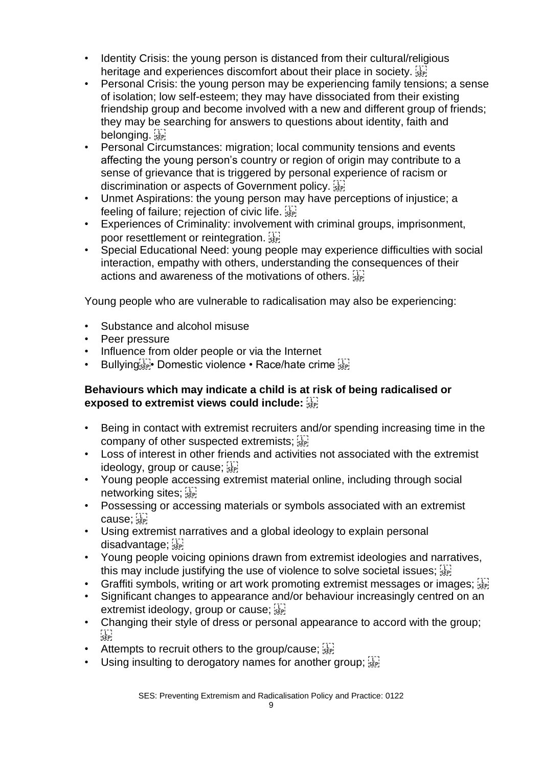- Identity Crisis: the young person is distanced from their cultural/religious heritage and experiences discomfort about their place in society.
- Personal Crisis: the young person may be experiencing family tensions; a sense of isolation; low self-esteem; they may have dissociated from their existing friendship group and become involved with a new and different group of friends; they may be searching for answers to questions about identity, faith and belonging.
- Personal Circumstances: migration; local community tensions and events affecting the young person's country or region of origin may contribute to a sense of grievance that is triggered by personal experience of racism or discrimination or aspects of Government policy.
- Unmet Aspirations: the young person may have perceptions of injustice; a feeling of failure; rejection of civic life.
- Experiences of Criminality: involvement with criminal groups, imprisonment, poor resettlement or reintegration.
- Special Educational Need: young people may experience difficulties with social interaction, empathy with others, understanding the consequences of their actions and awareness of the motivations of others.

Young people who are vulnerable to radicalisation may also be experiencing:

- Substance and alcohol misuse
- Peer pressure
- Influence from older people or via the Internet
- Bullying • Domestic violence • Race/hate crime

**Behaviours which may indicate a child is at risk of being radicalised or exposed to extremist views could include:**

- Being in contact with extremist recruiters and/or spending increasing time in the company of other suspected extremists;
- Loss of interest in other friends and activities not associated with the extremist ideology, group or cause;
- Young people accessing extremist material online, including through social networking sites;
- Possessing or accessing materials or symbols associated with an extremist cause;
- Using extremist narratives and a global ideology to explain personal disadvantage;
- Young people voicing opinions drawn from extremist ideologies and narratives, this may include justifying the use of violence to solve societal issues;
- Graffiti symbols, writing or art work promoting extremist messages or images;
- Significant changes to appearance and/or behaviour increasingly centred on an extremist ideology, group or cause;
- Changing their style of dress or personal appearance to accord with the group;
- Attempts to recruit others to the group/cause;
- Using insulting to derogatory names for another group;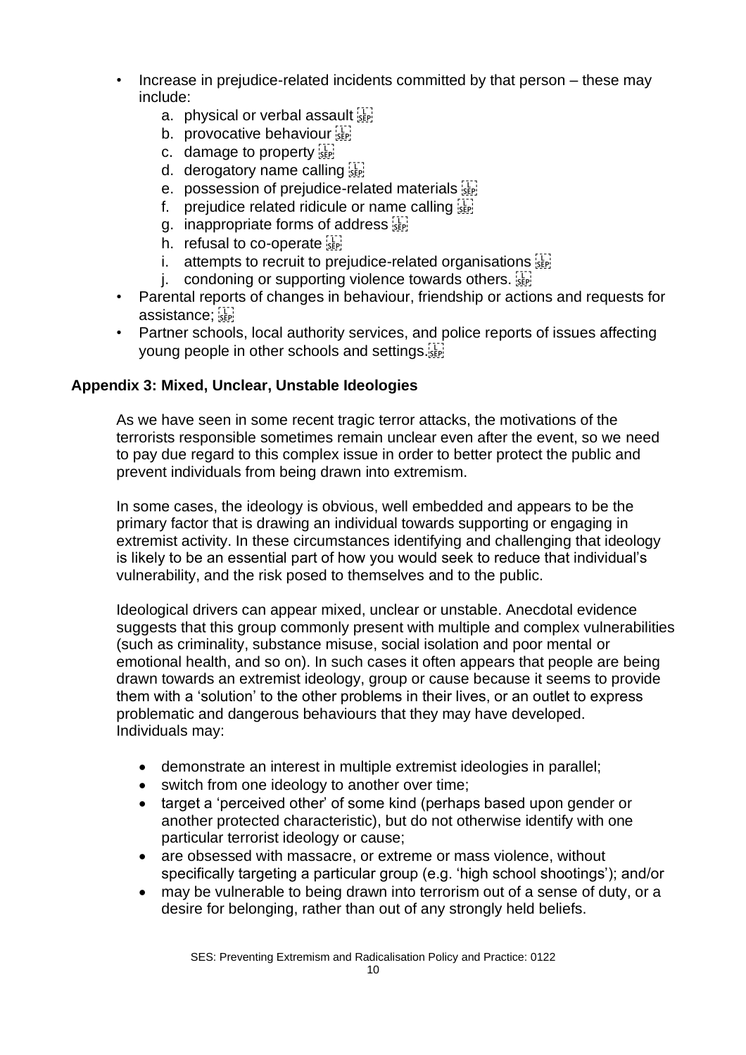- Increase in prejudice-related incidents committed by that person – these may include:
  a. physical or verbal assault
  b. provocative behaviour
  c. damage to property
  d. derogatory name calling
  e. possession of prejudice-related materials
  f. prejudice related ridicule or name calling
  g. inappropriate forms of address
  h. refusal to co-operate
  i. attempts to recruit to prejudice-related organisations
  j. condoning or supporting violence towards others.
- Parental reports of changes in behaviour, friendship or actions and requests for assistance;
- Partner schools, local authority services, and police reports of issues affecting young people in other schools and settings.

### Appendix 3: Mixed, Unclear, Unstable Ideologies

As we have seen in some recent tragic terror attacks, the motivations of the terrorists responsible sometimes remain unclear even after the event, so we need to pay due regard to this complex issue in order to better protect the public and prevent individuals from being drawn into extremism.

In some cases, the ideology is obvious, well embedded and appears to be the primary factor that is drawing an individual towards supporting or engaging in extremist activity. In these circumstances identifying and challenging that ideology is likely to be an essential part of how you would seek to reduce that individual's vulnerability, and the risk posed to themselves and to the public.

Ideological drivers can appear mixed, unclear or unstable. Anecdotal evidence suggests that this group commonly present with multiple and complex vulnerabilities (such as criminality, substance misuse, social isolation and poor mental or emotional health, and so on). In such cases it often appears that people are being drawn towards an extremist ideology, group or cause because it seems to provide them with a 'solution' to the other problems in their lives, or an outlet to express problematic and dangerous behaviours that they may have developed. Individuals may:

- demonstrate an interest in multiple extremist ideologies in parallel;
- switch from one ideology to another over time;
- target a 'perceived other' of some kind (perhaps based upon gender or another protected characteristic), but do not otherwise identify with one particular terrorist ideology or cause;
- are obsessed with massacre, or extreme or mass violence, without specifically targeting a particular group (e.g. 'high school shootings'); and/or
- may be vulnerable to being drawn into terrorism out of a sense of duty, or a desire for belonging, rather than out of any strongly held beliefs.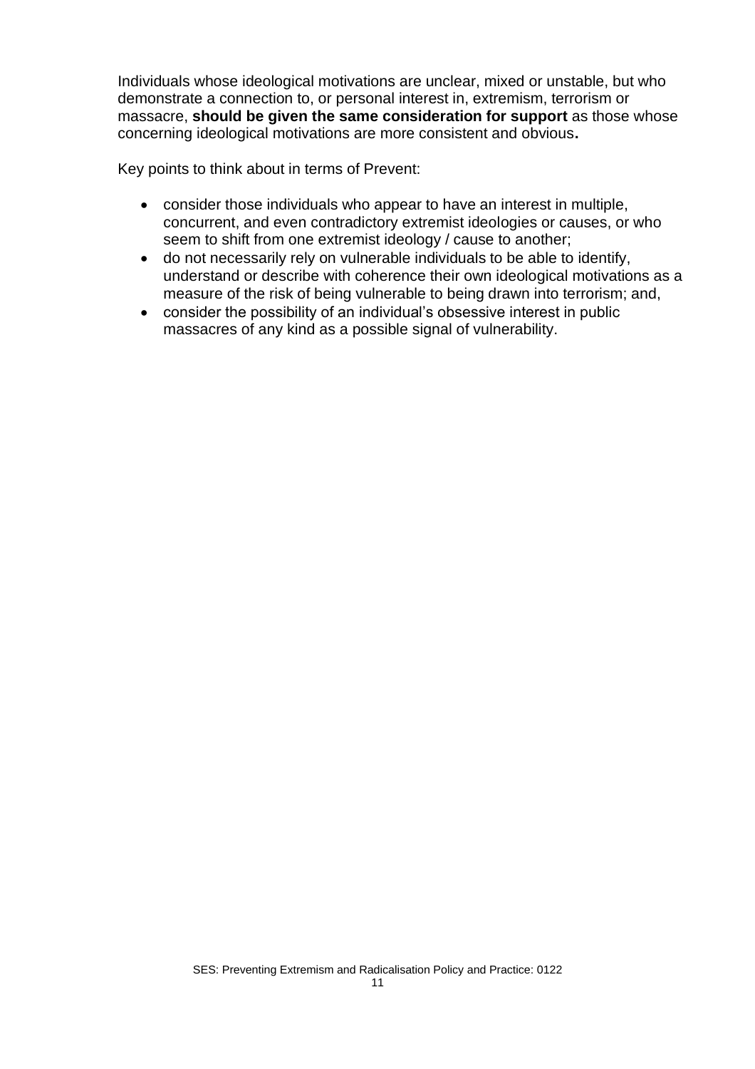Individuals whose ideological motivations are unclear, mixed or unstable, but who demonstrate a connection to, or personal interest in, extremism, terrorism or massacre, **should be given the same consideration for support** as those whose concerning ideological motivations are more consistent and obvious**.**

Key points to think about in terms of Prevent:

- consider those individuals who appear to have an interest in multiple, concurrent, and even contradictory extremist ideologies or causes, or who seem to shift from one extremist ideology / cause to another;
- do not necessarily rely on vulnerable individuals to be able to identify, understand or describe with coherence their own ideological motivations as a measure of the risk of being vulnerable to being drawn into terrorism; and,
- consider the possibility of an individual's obsessive interest in public massacres of any kind as a possible signal of vulnerability.